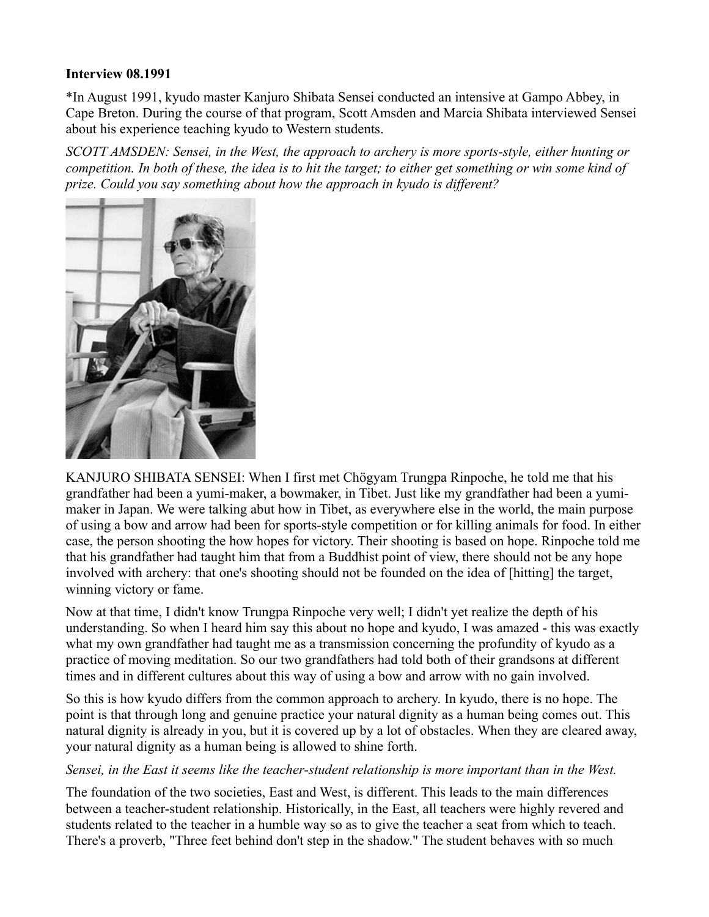**Interview 08.1991**

*In August 1991, kyudo master Kanjuro Shibata Sensei conducted an intensive at Gampo Abbey, in Cape Breton. During the course of that program, Scott Amsden and Marcia Shibata interviewed Sensei about his experience teaching kyudo to Western students.

*SCOTT AMSDEN: Sensei, in the West, the approach to archery is more sports-style, either hunting or competition. In both of these, the idea is to hit the target; to either get something or win some kind of prize. Could you say something about how the approach in kyudo is different?*

KANJURO SHIBATA SENSEI: When I first met Chögyam Trungpa Rinpoche, he told me that his grandfather had been a yumi-maker, a bowmaker, in Tibet. Just like my grandfather had been a yumi-maker in Japan. We were talking abut how in Tibet, as everywhere else in the world, the main purpose of using a bow and arrow had been for sports-style competition or for killing animals for food. In either case, the person shooting the how hopes for victory. Their shooting is based on hope. Rinpoche told me that his grandfather had taught him that from a Buddhist point of view, there should not be any hope involved with archery: that one's shooting should not be founded on the idea of [hitting] the target, winning victory or fame.

Now at that time, I didn't know Trungpa Rinpoche very well; I didn't yet realize the depth of his understanding. So when I heard him say this about no hope and kyudo, I was amazed - this was exactly what my own grandfather had taught me as a transmission concerning the profundity of kyudo as a practice of moving meditation. So our two grandfathers had told both of their grandsons at different times and in different cultures about this way of using a bow and arrow with no gain involved.

So this is how kyudo differs from the common approach to archery. In kyudo, there is no hope. The point is that through long and genuine practice your natural dignity as a human being comes out. This natural dignity is already in you, but it is covered up by a lot of obstacles. When they are cleared away, your natural dignity as a human being is allowed to shine forth.

*Sensei, in the East it seems like the teacher-student relationship is more important than in the West.*

The foundation of the two societies, East and West, is different. This leads to the main differences between a teacher-student relationship. Historically, in the East, all teachers were highly revered and students related to the teacher in a humble way so as to give the teacher a seat from which to teach. There's a proverb, "Three feet behind don't step in the shadow." The student behaves with so much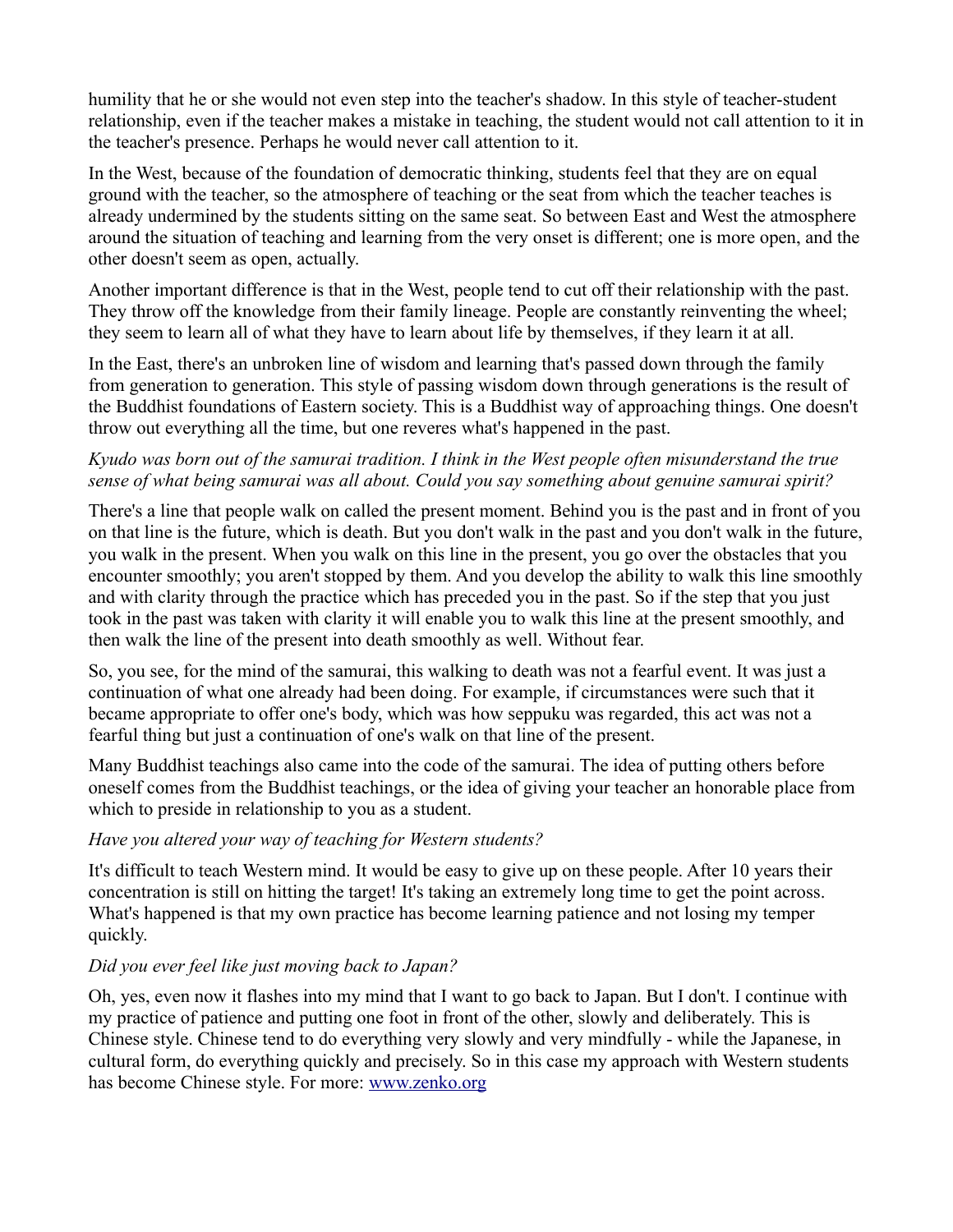humility that he or she would not even step into the teacher's shadow. In this style of teacher-student relationship, even if the teacher makes a mistake in teaching, the student would not call attention to it in the teacher's presence. Perhaps he would never call attention to it.

In the West, because of the foundation of democratic thinking, students feel that they are on equal ground with the teacher, so the atmosphere of teaching or the seat from which the teacher teaches is already undermined by the students sitting on the same seat. So between East and West the atmosphere around the situation of teaching and learning from the very onset is different; one is more open, and the other doesn't seem as open, actually.

Another important difference is that in the West, people tend to cut off their relationship with the past. They throw off the knowledge from their family lineage. People are constantly reinventing the wheel; they seem to learn all of what they have to learn about life by themselves, if they learn it at all.

In the East, there's an unbroken line of wisdom and learning that's passed down through the family from generation to generation. This style of passing wisdom down through generations is the result of the Buddhist foundations of Eastern society. This is a Buddhist way of approaching things. One doesn't throw out everything all the time, but one reveres what's happened in the past.

*Kyudo was born out of the samurai tradition. I think in the West people often misunderstand the true sense of what being samurai was all about. Could you say something about genuine samurai spirit?*

There's a line that people walk on called the present moment. Behind you is the past and in front of you on that line is the future, which is death. But you don't walk in the past and you don't walk in the future, you walk in the present. When you walk on this line in the present, you go over the obstacles that you encounter smoothly; you aren't stopped by them. And you develop the ability to walk this line smoothly and with clarity through the practice which has preceded you in the past. So if the step that you just took in the past was taken with clarity it will enable you to walk this line at the present smoothly, and then walk the line of the present into death smoothly as well. Without fear.

So, you see, for the mind of the samurai, this walking to death was not a fearful event. It was just a continuation of what one already had been doing. For example, if circumstances were such that it became appropriate to offer one's body, which was how seppuku was regarded, this act was not a fearful thing but just a continuation of one's walk on that line of the present.

Many Buddhist teachings also came into the code of the samurai. The idea of putting others before oneself comes from the Buddhist teachings, or the idea of giving your teacher an honorable place from which to preside in relationship to you as a student.

*Have you altered your way of teaching for Western students?*

It's difficult to teach Western mind. It would be easy to give up on these people. After 10 years their concentration is still on hitting the target! It's taking an extremely long time to get the point across. What's happened is that my own practice has become learning patience and not losing my temper quickly.

*Did you ever feel like just moving back to Japan?*

Oh, yes, even now it flashes into my mind that I want to go back to Japan. But I don't. I continue with my practice of patience and putting one foot in front of the other, slowly and deliberately. This is Chinese style. Chinese tend to do everything very slowly and very mindfully - while the Japanese, in cultural form, do everything quickly and precisely. So in this case my approach with Western students has become Chinese style. For more: [www.zenko.org](http://www.zenko.org)